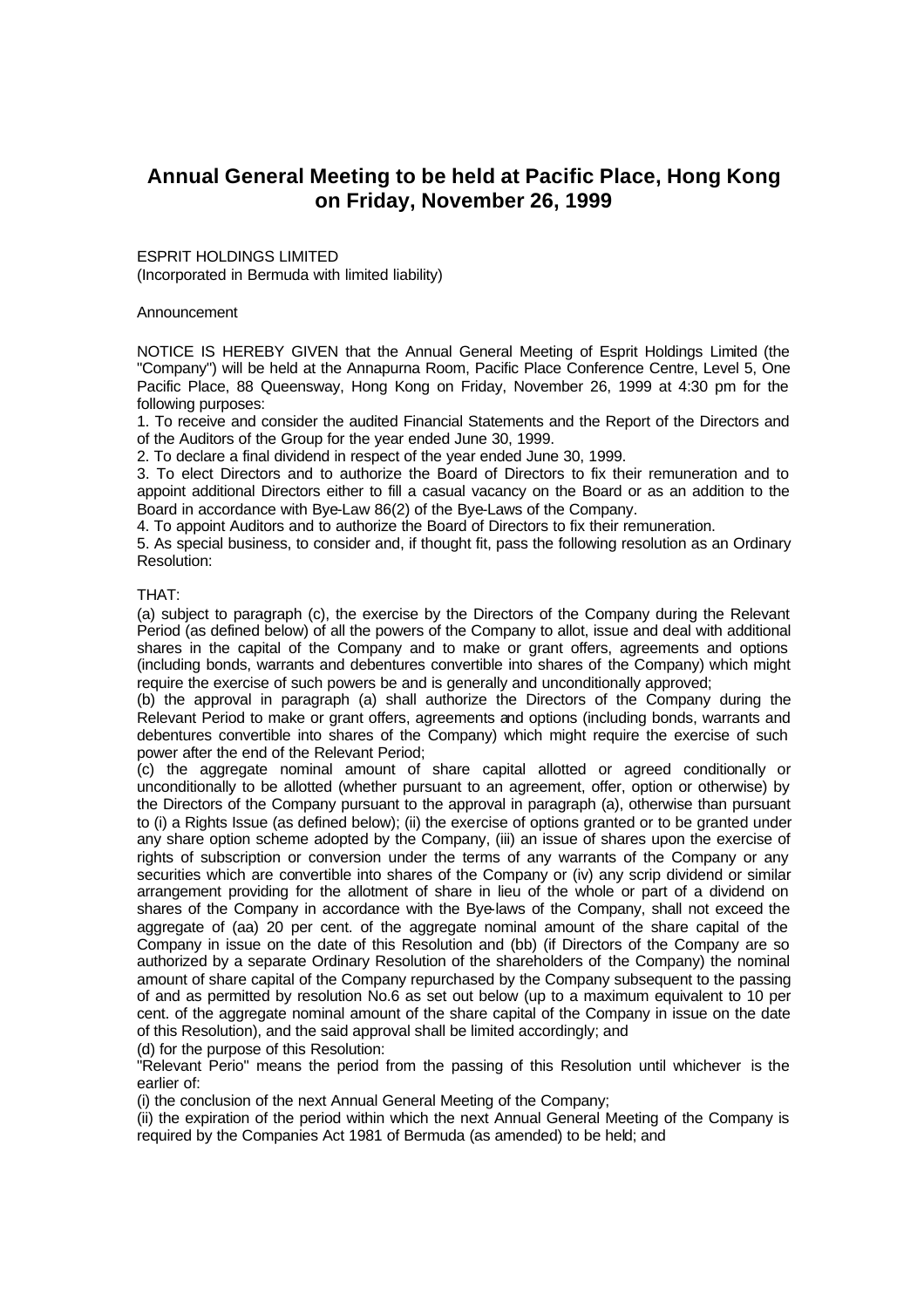# Annual General Meeting to be held at Pacific Place, Hong Kong on Friday, November 26, 1999

ESPRIT HOLDINGS LIMITED
(Incorporated in Bermuda with limited liability)

Announcement

NOTICE IS HEREBY GIVEN that the Annual General Meeting of Esprit Holdings Limited (the "Company") will be held at the Annapurna Room, Pacific Place Conference Centre, Level 5, One Pacific Place, 88 Queensway, Hong Kong on Friday, November 26, 1999 at 4:30 pm for the following purposes:

1. To receive and consider the audited Financial Statements and the Report of the Directors and of the Auditors of the Group for the year ended June 30, 1999.
2. To declare a final dividend in respect of the year ended June 30, 1999.
3. To elect Directors and to authorize the Board of Directors to fix their remuneration and to appoint additional Directors either to fill a casual vacancy on the Board or as an addition to the Board in accordance with Bye-Law 86(2) of the Bye-Laws of the Company.
4. To appoint Auditors and to authorize the Board of Directors to fix their remuneration.
5. As special business, to consider and, if thought fit, pass the following resolution as an Ordinary Resolution:

THAT:

(a) subject to paragraph (c), the exercise by the Directors of the Company during the Relevant Period (as defined below) of all the powers of the Company to allot, issue and deal with additional shares in the capital of the Company and to make or grant offers, agreements and options (including bonds, warrants and debentures convertible into shares of the Company) which might require the exercise of such powers be and is generally and unconditionally approved;
(b) the approval in paragraph (a) shall authorize the Directors of the Company during the Relevant Period to make or grant offers, agreements and options (including bonds, warrants and debentures convertible into shares of the Company) which might require the exercise of such power after the end of the Relevant Period;
(c) the aggregate nominal amount of share capital allotted or agreed conditionally or unconditionally to be allotted (whether pursuant to an agreement, offer, option or otherwise) by the Directors of the Company pursuant to the approval in paragraph (a), otherwise than pursuant to (i) a Rights Issue (as defined below); (ii) the exercise of options granted or to be granted under any share option scheme adopted by the Company, (iii) an issue of shares upon the exercise of rights of subscription or conversion under the terms of any warrants of the Company or any securities which are convertible into shares of the Company or (iv) any scrip dividend or similar arrangement providing for the allotment of share in lieu of the whole or part of a dividend on shares of the Company in accordance with the Bye-laws of the Company, shall not exceed the aggregate of (aa) 20 per cent. of the aggregate nominal amount of the share capital of the Company in issue on the date of this Resolution and (bb) (if Directors of the Company are so authorized by a separate Ordinary Resolution of the shareholders of the Company) the nominal amount of share capital of the Company repurchased by the Company subsequent to the passing of and as permitted by resolution No.6 as set out below (up to a maximum equivalent to 10 per cent. of the aggregate nominal amount of the share capital of the Company in issue on the date of this Resolution), and the said approval shall be limited accordingly; and
(d) for the purpose of this Resolution:
"Relevant Perio" means the period from the passing of this Resolution until whichever is the earlier of:
(i) the conclusion of the next Annual General Meeting of the Company;
(ii) the expiration of the period within which the next Annual General Meeting of the Company is required by the Companies Act 1981 of Bermuda (as amended) to be held; and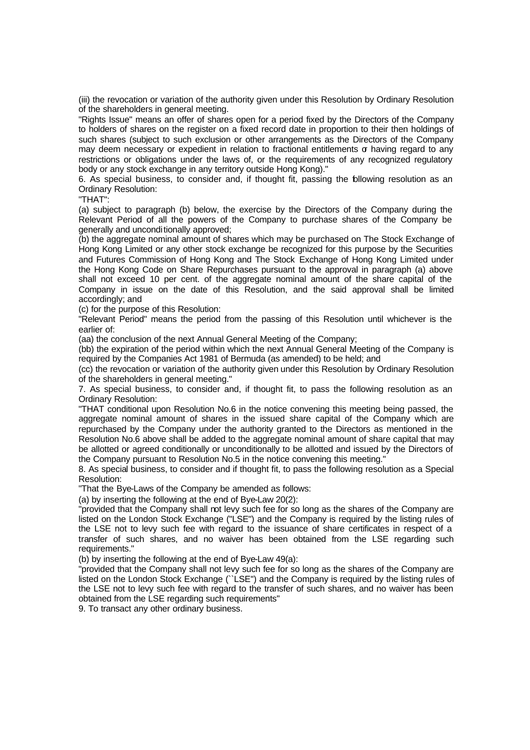(iii) the revocation or variation of the authority given under this Resolution by Ordinary Resolution of the shareholders in general meeting.

"Rights Issue" means an offer of shares open for a period fixed by the Directors of the Company to holders of shares on the register on a fixed record date in proportion to their then holdings of such shares (subject to such exclusion or other arrangements as the Directors of the Company may deem necessary or expedient in relation to fractional entitlements or having regard to any restrictions or obligations under the laws of, or the requirements of any recognized regulatory body or any stock exchange in any territory outside Hong Kong)."

6. As special business, to consider and, if thought fit, passing the following resolution as an Ordinary Resolution:

"THAT":

(a) subject to paragraph (b) below, the exercise by the Directors of the Company during the Relevant Period of all the powers of the Company to purchase shares of the Company be generally and unconditionally approved;

(b) the aggregate nominal amount of shares which may be purchased on The Stock Exchange of Hong Kong Limited or any other stock exchange be recognized for this purpose by the Securities and Futures Commission of Hong Kong and The Stock Exchange of Hong Kong Limited under the Hong Kong Code on Share Repurchases pursuant to the approval in paragraph (a) above shall not exceed 10 per cent. of the aggregate nominal amount of the share capital of the Company in issue on the date of this Resolution, and the said approval shall be limited accordingly; and

(c) for the purpose of this Resolution:

"Relevant Period" means the period from the passing of this Resolution until whichever is the earlier of:

(aa) the conclusion of the next Annual General Meeting of the Company;

(bb) the expiration of the period within which the next Annual General Meeting of the Company is required by the Companies Act 1981 of Bermuda (as amended) to be held; and

(cc) the revocation or variation of the authority given under this Resolution by Ordinary Resolution of the shareholders in general meeting."

7. As special business, to consider and, if thought fit, to pass the following resolution as an Ordinary Resolution:

"THAT conditional upon Resolution No.6 in the notice convening this meeting being passed, the aggregate nominal amount of shares in the issued share capital of the Company which are repurchased by the Company under the authority granted to the Directors as mentioned in the Resolution No.6 above shall be added to the aggregate nominal amount of share capital that may be allotted or agreed conditionally or unconditionally to be allotted and issued by the Directors of the Company pursuant to Resolution No.5 in the notice convening this meeting."

8. As special business, to consider and if thought fit, to pass the following resolution as a Special Resolution:

"That the Bye-Laws of the Company be amended as follows:

(a) by inserting the following at the end of Bye-Law 20(2):

"provided that the Company shall not levy such fee for so long as the shares of the Company are listed on the London Stock Exchange ("LSE") and the Company is required by the listing rules of the LSE not to levy such fee with regard to the issuance of share certificates in respect of a transfer of such shares, and no waiver has been obtained from the LSE regarding such requirements."

(b) by inserting the following at the end of Bye-Law 49(a):

"provided that the Company shall not levy such fee for so long as the shares of the Company are listed on the London Stock Exchange (``LSE") and the Company is required by the listing rules of the LSE not to levy such fee with regard to the transfer of such shares, and no waiver has been obtained from the LSE regarding such requirements"

9. To transact any other ordinary business.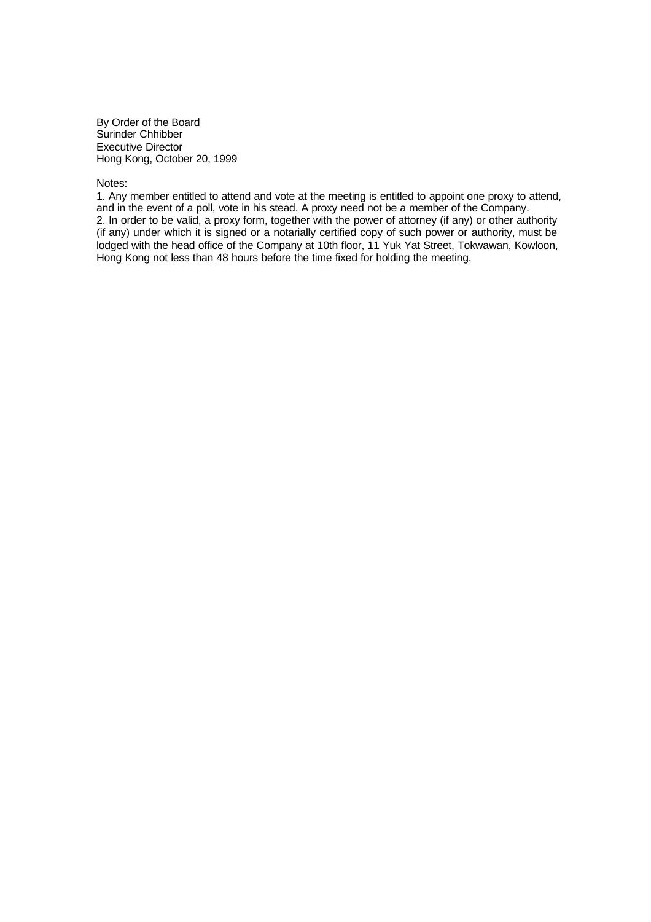By Order of the Board
Surinder Chhibber
Executive Director
Hong Kong, October 20, 1999

Notes:

1. Any member entitled to attend and vote at the meeting is entitled to appoint one proxy to attend, and in the event of a poll, vote in his stead. A proxy need not be a member of the Company.
2. In order to be valid, a proxy form, together with the power of attorney (if any) or other authority (if any) under which it is signed or a notarially certified copy of such power or authority, must be lodged with the head office of the Company at 10th floor, 11 Yuk Yat Street, Tokwawan, Kowloon, Hong Kong not less than 48 hours before the time fixed for holding the meeting.